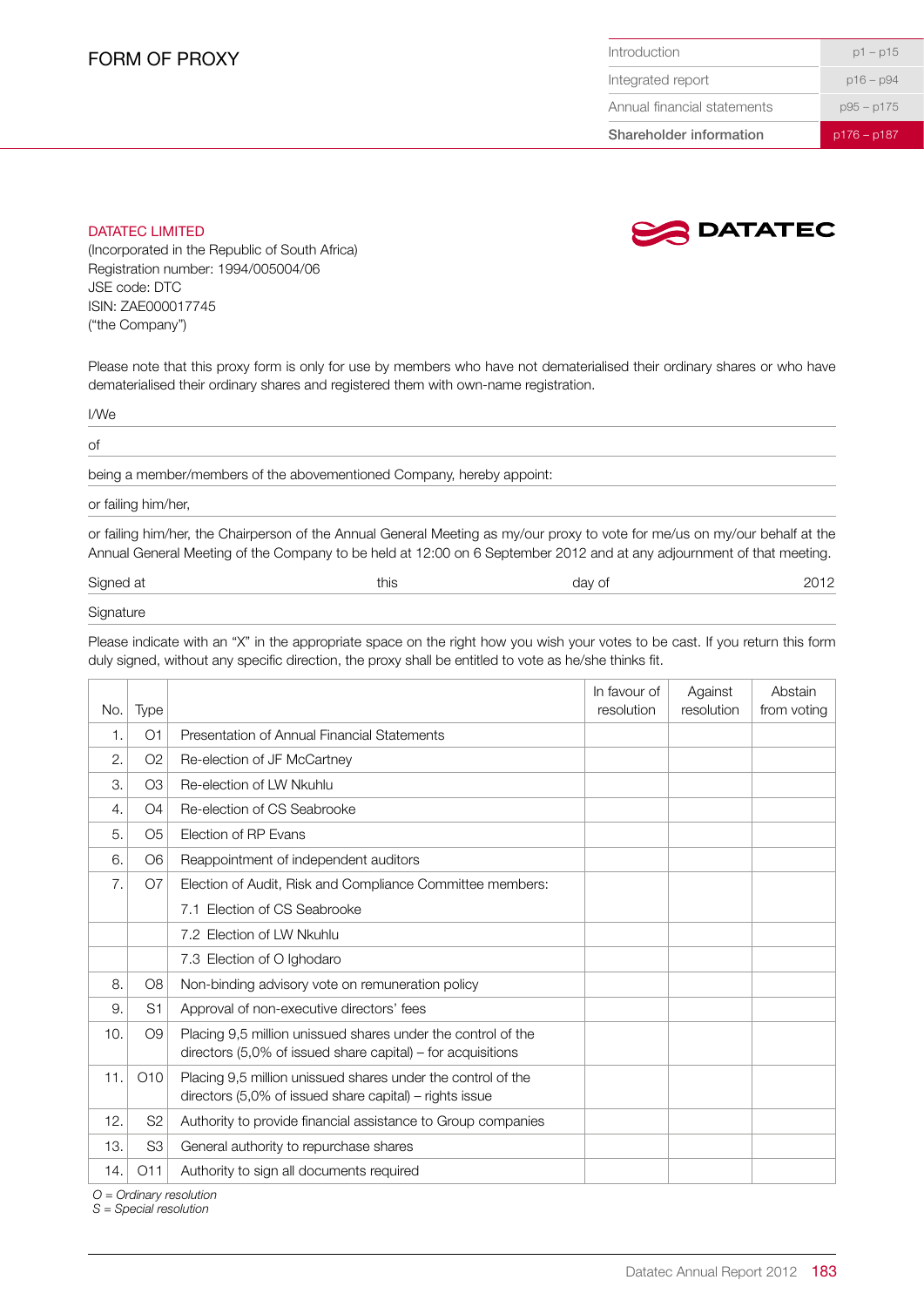# FORM OF PROXY

**DATATEC LIMITED**
(Incorporated in the Republic of South Africa)
Registration number: 1994/005004/06
JSE code: DTC
ISIN: ZAE000017745
("the Company")

Please note that this proxy form is only for use by members who have not dematerialised their ordinary shares or who have dematerialised their ordinary shares and registered them with own-name registration.

I/We

of

being a member/members of the abovementioned Company, hereby appoint:

or failing him/her,

or failing him/her, the Chairperson of the Annual General Meeting as my/our proxy to vote for me/us on my/our behalf at the Annual General Meeting of the Company to be held at 12:00 on 6 September 2012 and at any adjournment of that meeting.

Signed at this day of 2012

Signature

Please indicate with an "X" in the appropriate space on the right how you wish your votes to be cast. If you return this form duly signed, without any specific direction, the proxy shall be entitled to vote as he/she thinks fit.

| No. | Type | | In favour of resolution | Against resolution | Abstain from voting |
|---|---|---|---|---|---|
| 1. | O1 | Presentation of Annual Financial Statements | | | |
| 2. | O2 | Re-election of JF McCartney | | | |
| 3. | O3 | Re-election of LW Nkuhlu | | | |
| 4. | O4 | Re-election of CS Seabrooke | | | |
| 5. | O5 | Election of RP Evans | | | |
| 6. | O6 | Reappointment of independent auditors | | | |
| 7. | O7 | Election of Audit, Risk and Compliance Committee members: 7.1 Election of CS Seabrooke | | | |
| | | 7.2 Election of LW Nkuhlu | | | |
| | | 7.3 Election of O Ighodaro | | | |
| 8. | O8 | Non-binding advisory vote on remuneration policy | | | |
| 9. | S1 | Approval of non-executive directors' fees | | | |
| 10. | O9 | Placing 9,5 million unissued shares under the control of the directors (5,0% of issued share capital) – for acquisitions | | | |
| 11. | O10 | Placing 9,5 million unissued shares under the control of the directors (5,0% of issued share capital) – rights issue | | | |
| 12. | S2 | Authority to provide financial assistance to Group companies | | | |
| 13. | S3 | General authority to repurchase shares | | | |
| 14. | O11 | Authority to sign all documents required | | | |

*O = Ordinary resolution*
*S = Special resolution*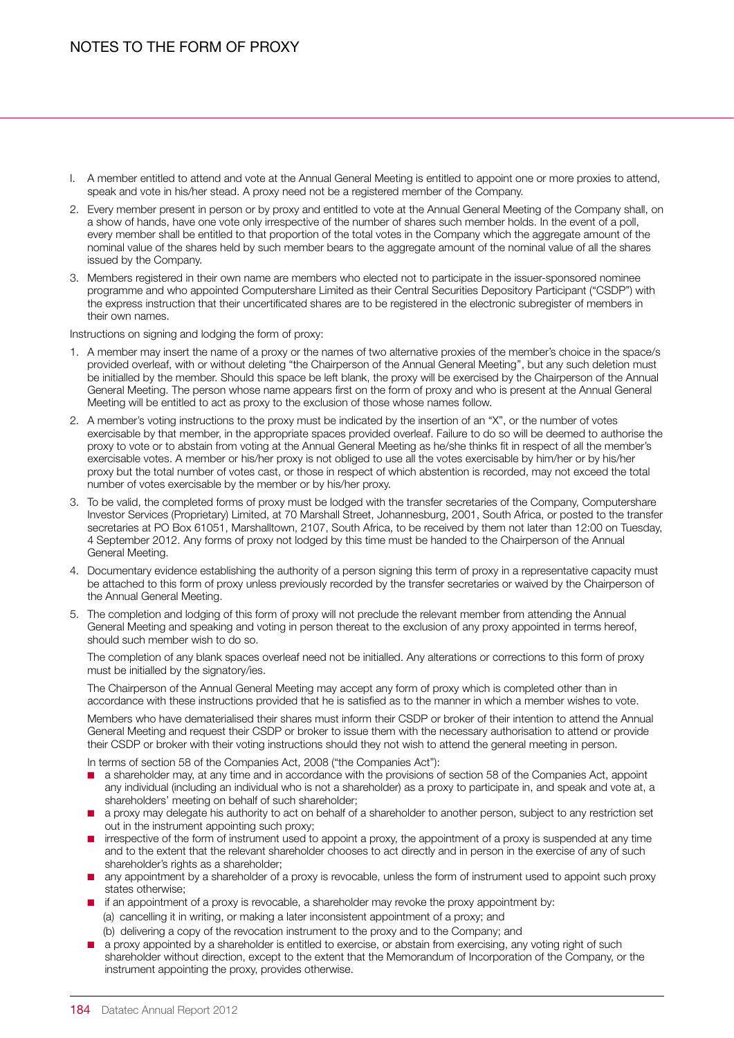# NOTES TO THE FORM OF PROXY

1. A member entitled to attend and vote at the Annual General Meeting is entitled to appoint one or more proxies to attend, speak and vote in his/her stead. A proxy need not be a registered member of the Company.
2. Every member present in person or by proxy and entitled to vote at the Annual General Meeting of the Company shall, on a show of hands, have one vote only irrespective of the number of shares such member holds. In the event of a poll, every member shall be entitled to that proportion of the total votes in the Company which the aggregate amount of the nominal value of the shares held by such member bears to the aggregate amount of the nominal value of all the shares issued by the Company.
3. Members registered in their own name are members who elected not to participate in the issuer-sponsored nominee programme and who appointed Computershare Limited as their Central Securities Depository Participant ("CSDP") with the express instruction that their uncertificated shares are to be registered in the electronic subregister of members in their own names.

Instructions on signing and lodging the form of proxy:

1. A member may insert the name of a proxy or the names of two alternative proxies of the member's choice in the space/s provided overleaf, with or without deleting "the Chairperson of the Annual General Meeting", but any such deletion must be initialled by the member. Should this space be left blank, the proxy will be exercised by the Chairperson of the Annual General Meeting. The person whose name appears first on the form of proxy and who is present at the Annual General Meeting will be entitled to act as proxy to the exclusion of those whose names follow.
2. A member's voting instructions to the proxy must be indicated by the insertion of an "X", or the number of votes exercisable by that member, in the appropriate spaces provided overleaf. Failure to do so will be deemed to authorise the proxy to vote or to abstain from voting at the Annual General Meeting as he/she thinks fit in respect of all the member's exercisable votes. A member or his/her proxy is not obliged to use all the votes exercisable by him/her or by his/her proxy but the total number of votes cast, or those in respect of which abstention is recorded, may not exceed the total number of votes exercisable by the member or by his/her proxy.
3. To be valid, the completed forms of proxy must be lodged with the transfer secretaries of the Company, Computershare Investor Services (Proprietary) Limited, at 70 Marshall Street, Johannesburg, 2001, South Africa, or posted to the transfer secretaries at PO Box 61051, Marshalltown, 2107, South Africa, to be received by them not later than 12:00 on Tuesday, 4 September 2012. Any forms of proxy not lodged by this time must be handed to the Chairperson of the Annual General Meeting.
4. Documentary evidence establishing the authority of a person signing this term of proxy in a representative capacity must be attached to this form of proxy unless previously recorded by the transfer secretaries or waived by the Chairperson of the Annual General Meeting.
5. The completion and lodging of this form of proxy will not preclude the relevant member from attending the Annual General Meeting and speaking and voting in person thereat to the exclusion of any proxy appointed in terms hereof, should such member wish to do so.

   The completion of any blank spaces overleaf need not be initialled. Any alterations or corrections to this form of proxy must be initialled by the signatory/ies.

   The Chairperson of the Annual General Meeting may accept any form of proxy which is completed other than in accordance with these instructions provided that he is satisfied as to the manner in which a member wishes to vote.

   Members who have dematerialised their shares must inform their CSDP or broker of their intention to attend the Annual General Meeting and request their CSDP or broker to issue them with the necessary authorisation to attend or provide their CSDP or broker with their voting instructions should they not wish to attend the general meeting in person.

   In terms of section 58 of the Companies Act, 2008 ("the Companies Act"):

   - a shareholder may, at any time and in accordance with the provisions of section 58 of the Companies Act, appoint any individual (including an individual who is not a shareholder) as a proxy to participate in, and speak and vote at, a shareholders' meeting on behalf of such shareholder;
   - a proxy may delegate his authority to act on behalf of a shareholder to another person, subject to any restriction set out in the instrument appointing such proxy;
   - irrespective of the form of instrument used to appoint a proxy, the appointment of a proxy is suspended at any time and to the extent that the relevant shareholder chooses to act directly and in person in the exercise of any of such shareholder's rights as a shareholder;
   - any appointment by a shareholder of a proxy is revocable, unless the form of instrument used to appoint such proxy states otherwise;
   - if an appointment of a proxy is revocable, a shareholder may revoke the proxy appointment by:
     (a) cancelling it in writing, or making a later inconsistent appointment of a proxy; and
     (b) delivering a copy of the revocation instrument to the proxy and to the Company; and
   - a proxy appointed by a shareholder is entitled to exercise, or abstain from exercising, any voting right of such shareholder without direction, except to the extent that the Memorandum of Incorporation of the Company, or the instrument appointing the proxy, provides otherwise.